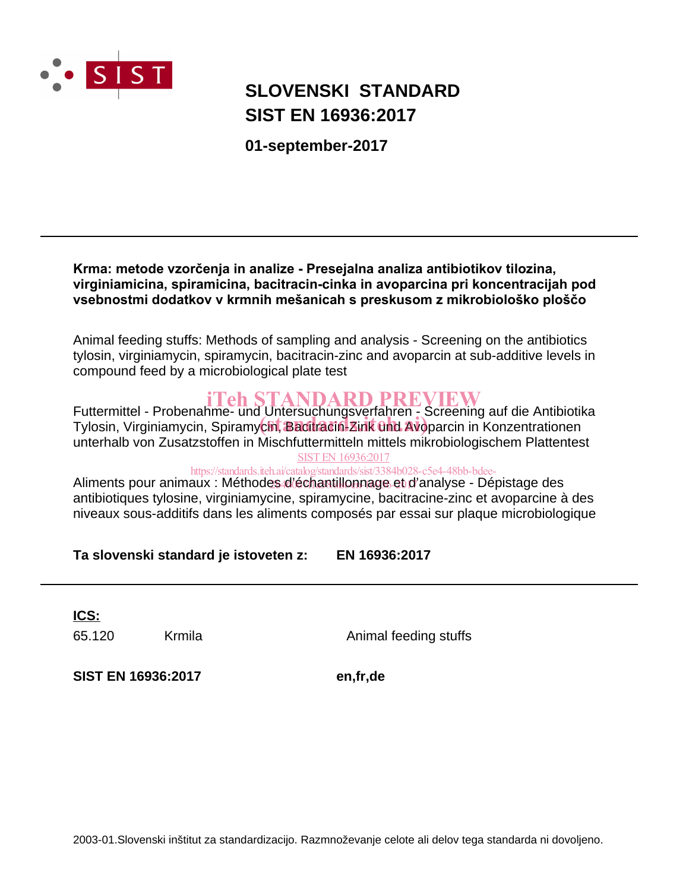# SLOVENSKI STANDARD
# SIST EN 16936:2017

**01-september-2017**

---

**Krma: metode vzorčenja in analize - Presejalna analiza antibiotikov tilozina, virginiamicina, spiramicina, bacitracin-cinka in avoparcina pri koncentracijah pod vsebnostmi dodatkov v krmnih mešanicah s preskusom z mikrobiološko ploščo**

Animal feeding stuffs: Methods of sampling and analysis - Screening on the antibiotics tylosin, virginiamycin, spiramycin, bacitracin-zinc and avoparcin at sub-additive levels in compound feed by a microbiological plate test

Futtermittel - Probenahme- und Untersuchungsverfahren - Screening auf die Antibiotika Tylosin, Virginiamycin, Spiramycin, Bacitracin-Zink und Avoparcin in Konzentrationen unterhalb von Zusatzstoffen in Mischfuttermitteln mittels mikrobiologischem Plattentest

Aliments pour animaux : Méthodes d'échantillonnage et d'analyse - Dépistage des antibiotiques tylosine, virginiamycine, spiramycine, bacitracine-zinc et avoparcine à des niveaux sous-additifs dans les aliments composés par essai sur plaque microbiologique

**Ta slovenski standard je istoveten z:** **EN 16936:2017**

---

**ICS:**

| | | |
|---|---|---|
| 65.120 | Krmila | Animal feeding stuffs |

**SIST EN 16936:2017** **en,fr,de**

2003-01.Slovenski inštitut za standardizacijo. Razmnoževanje celote ali delov tega standarda ni dovoljeno.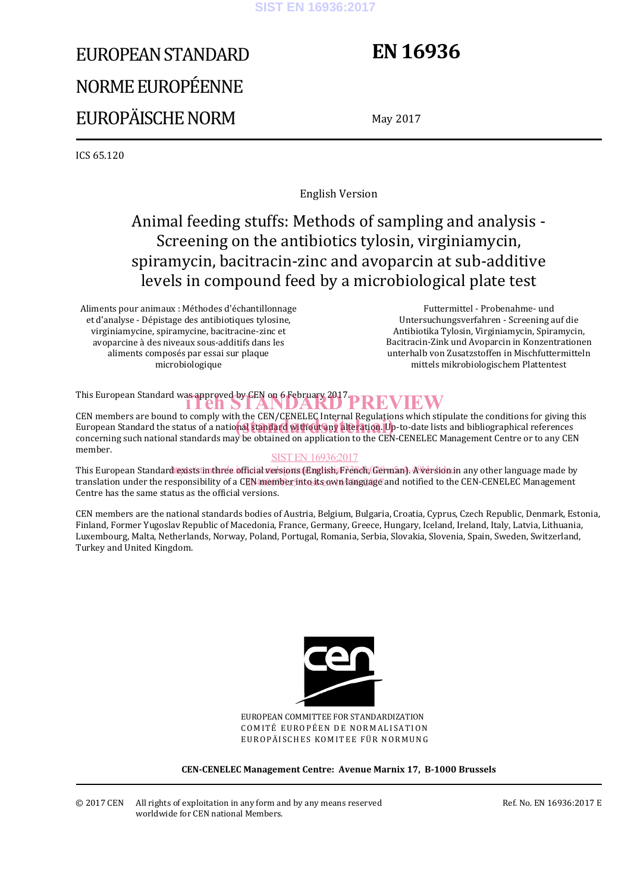# EUROPEAN STANDARD
# NORME EUROPÉENNE
# EUROPÄISCHE NORM

# EN 16936

May 2017

ICS 65.120

English Version

## Animal feeding stuffs: Methods of sampling and analysis - Screening on the antibiotics tylosin, virginiamycin, spiramycin, bacitracin-zinc and avoparcin at sub-additive levels in compound feed by a microbiological plate test

Aliments pour animaux : Méthodes d'échantillonnage et d'analyse - Dépistage des antibiotiques tylosine, virginiamycine, spiramycine, bacitracine-zinc et avoparcine à des niveaux sous-additifs dans les aliments composés par essai sur plaque microbiologique

Futtermittel - Probenahme- und Untersuchungsverfahren - Screening auf die Antibiotika Tylosin, Virginiamycin, Spiramycin, Bacitracin-Zink und Avoparcin in Konzentrationen unterhalb von Zusatzstoffen in Mischfuttermitteln mittels mikrobiologischem Plattentest

This European Standard was approved by CEN on 6 February 2017.

CEN members are bound to comply with the CEN/CENELEC Internal Regulations which stipulate the conditions for giving this European Standard the status of a national standard without any alteration. Up-to-date lists and bibliographical references concerning such national standards may be obtained on application to the CEN-CENELEC Management Centre or to any CEN member.

This European Standard exists in three official versions (English, French, German). A version in any other language made by translation under the responsibility of a CEN member into its own language and notified to the CEN-CENELEC Management Centre has the same status as the official versions.

CEN members are the national standards bodies of Austria, Belgium, Bulgaria, Croatia, Cyprus, Czech Republic, Denmark, Estonia, Finland, Former Yugoslav Republic of Macedonia, France, Germany, Greece, Hungary, Iceland, Ireland, Italy, Latvia, Lithuania, Luxembourg, Malta, Netherlands, Norway, Poland, Portugal, Romania, Serbia, Slovakia, Slovenia, Spain, Sweden, Switzerland, Turkey and United Kingdom.

EUROPEAN COMMITTEE FOR STANDARDIZATION
COMITÉ EUROPÉEN DE NORMALISATION
EUROPÄISCHES KOMITEE FÜR NORMUNG

**CEN-CENELEC Management Centre: Avenue Marnix 17, B-1000 Brussels**

© 2017 CEN All rights of exploitation in any form and by any means reserved worldwide for CEN national Members.

Ref. No. EN 16936:2017 E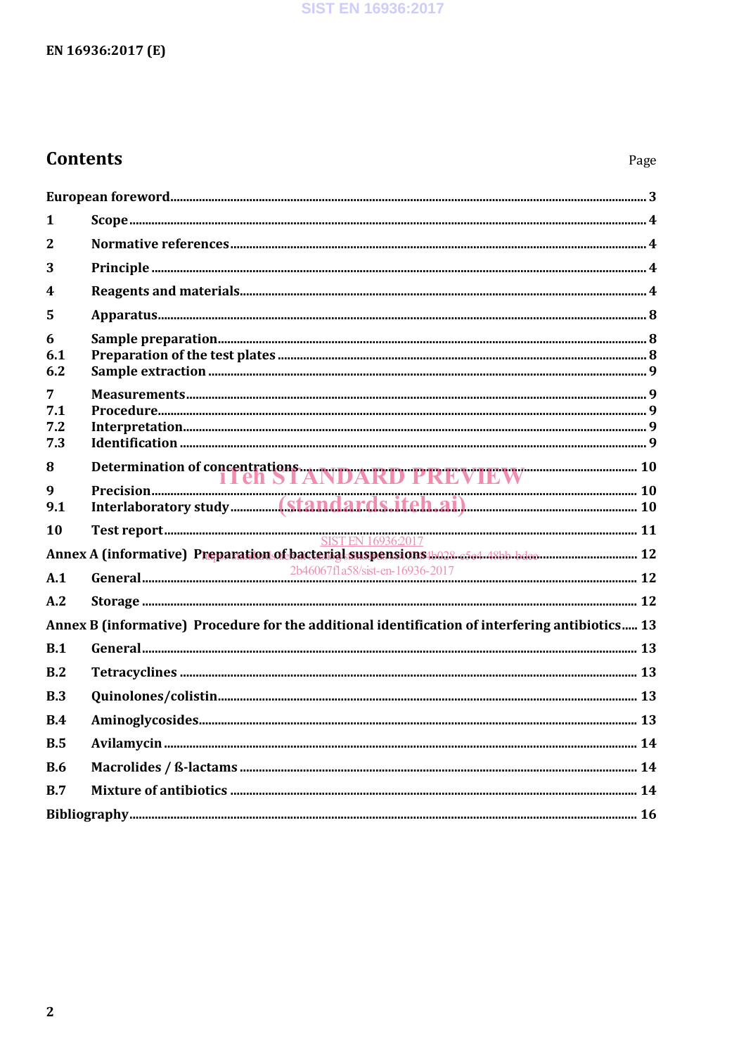## Contents

Page

| | | |
|---|---|---|
| European foreword | | 3 |
| 1 | Scope | 4 |
| 2 | Normative references | 4 |
| 3 | Principle | 4 |
| 4 | Reagents and materials | 4 |
| 5 | Apparatus | 8 |
| 6 | Sample preparation | 8 |
| 6.1 | Preparation of the test plates | 8 |
| 6.2 | Sample extraction | 9 |
| 7 | Measurements | 9 |
| 7.1 | Procedure | 9 |
| 7.2 | Interpretation | 9 |
| 7.3 | Identification | 9 |
| 8 | Determination of concentrations | 10 |
| 9 | Precision | 10 |
| 9.1 | Interlaboratory study | 10 |
| 10 | Test report | 11 |
| Annex A (informative) | Preparation of bacterial suspensions | 12 |
| A.1 | General | 12 |
| A.2 | Storage | 12 |
| Annex B (informative) | Procedure for the additional identification of interfering antibiotics | 13 |
| B.1 | General | 13 |
| B.2 | Tetracyclines | 13 |
| B.3 | Quinolones/colistin | 13 |
| B.4 | Aminoglycosides | 13 |
| B.5 | Avilamycin | 14 |
| B.6 | Macrolides / ß-lactams | 14 |
| B.7 | Mixture of antibiotics | 14 |
| Bibliography | | 16 |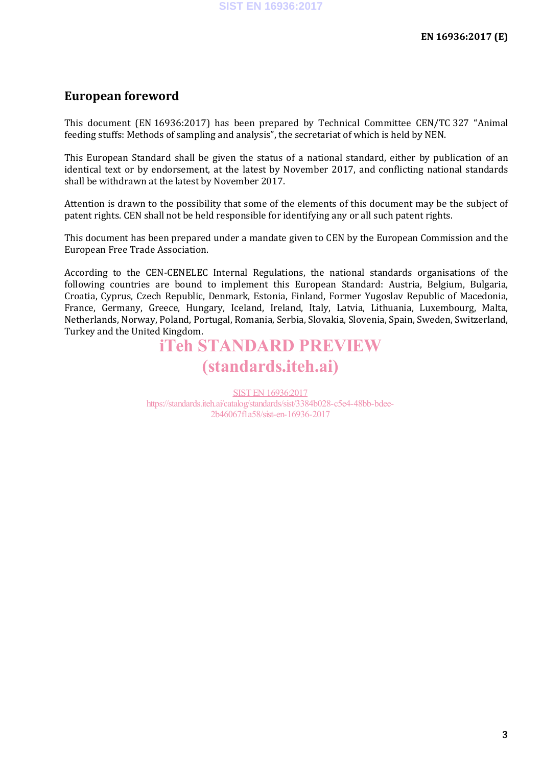# European foreword

This document (EN 16936:2017) has been prepared by Technical Committee CEN/TC 327 “Animal feeding stuffs: Methods of sampling and analysis”, the secretariat of which is held by NEN.

This European Standard shall be given the status of a national standard, either by publication of an identical text or by endorsement, at the latest by November 2017, and conflicting national standards shall be withdrawn at the latest by November 2017.

Attention is drawn to the possibility that some of the elements of this document may be the subject of patent rights. CEN shall not be held responsible for identifying any or all such patent rights.

This document has been prepared under a mandate given to CEN by the European Commission and the European Free Trade Association.

According to the CEN-CENELEC Internal Regulations, the national standards organisations of the following countries are bound to implement this European Standard: Austria, Belgium, Bulgaria, Croatia, Cyprus, Czech Republic, Denmark, Estonia, Finland, Former Yugoslav Republic of Macedonia, France, Germany, Greece, Hungary, Iceland, Ireland, Italy, Latvia, Lithuania, Luxembourg, Malta, Netherlands, Norway, Poland, Portugal, Romania, Serbia, Slovakia, Slovenia, Spain, Sweden, Switzerland, Turkey and the United Kingdom.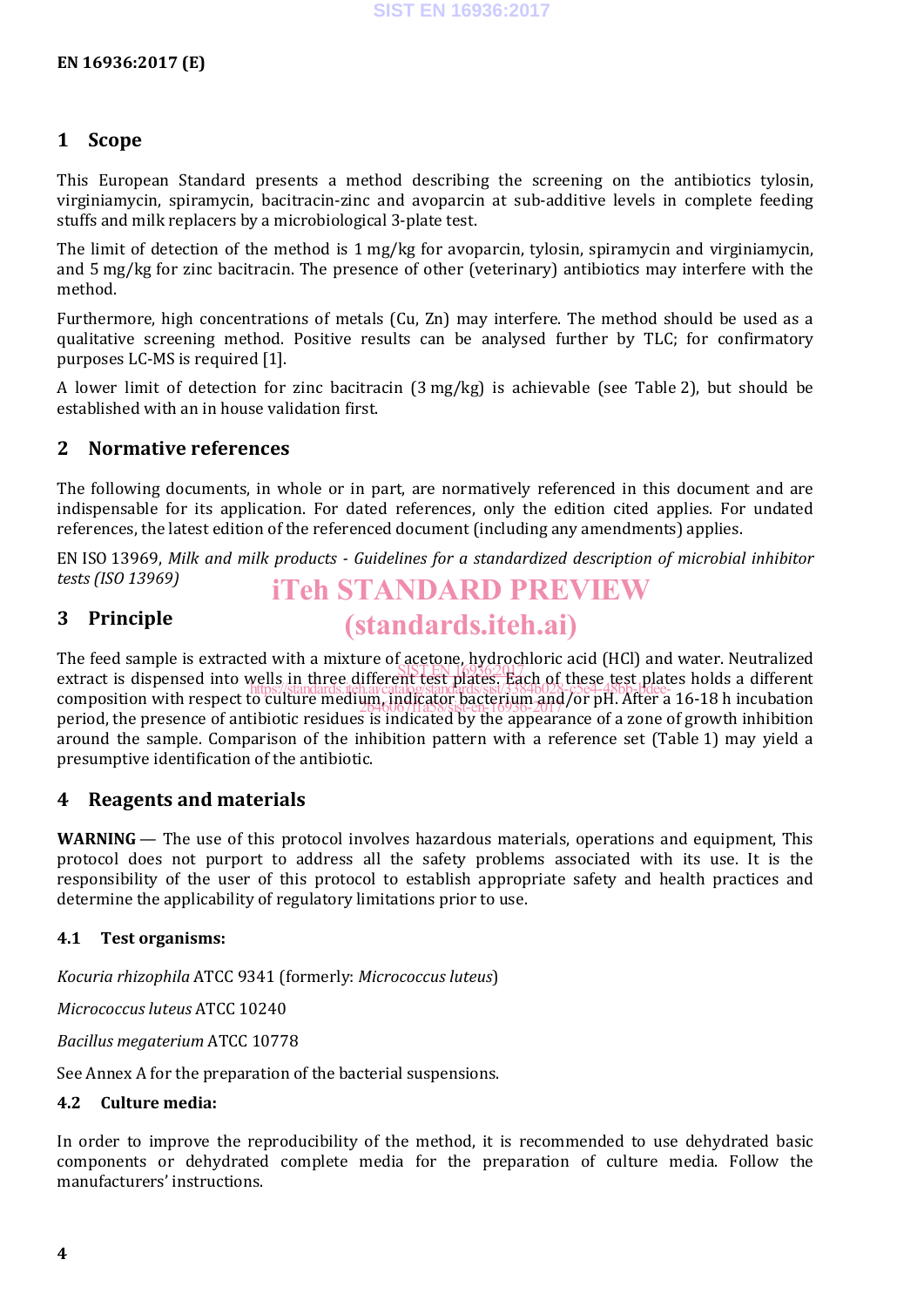## 1 Scope

This European Standard presents a method describing the screening on the antibiotics tylosin, virginiamycin, spiramycin, bacitracin-zinc and avoparcin at sub-additive levels in complete feeding stuffs and milk replacers by a microbiological 3-plate test.

The limit of detection of the method is 1 mg/kg for avoparcin, tylosin, spiramycin and virginiamycin, and 5 mg/kg for zinc bacitracin. The presence of other (veterinary) antibiotics may interfere with the method.

Furthermore, high concentrations of metals (Cu, Zn) may interfere. The method should be used as a qualitative screening method. Positive results can be analysed further by TLC; for confirmatory purposes LC-MS is required [1].

A lower limit of detection for zinc bacitracin (3 mg/kg) is achievable (see Table 2), but should be established with an in house validation first.

## 2 Normative references

The following documents, in whole or in part, are normatively referenced in this document and are indispensable for its application. For dated references, only the edition cited applies. For undated references, the latest edition of the referenced document (including any amendments) applies.

EN ISO 13969, *Milk and milk products - Guidelines for a standardized description of microbial inhibitor tests (ISO 13969)*

## 3 Principle

The feed sample is extracted with a mixture of acetone, hydrochloric acid (HCl) and water. Neutralized extract is dispensed into wells in three different test plates. Each of these test plates holds a different composition with respect to culture medium, indicator bacterium and/or pH. After a 16-18 h incubation period, the presence of antibiotic residues is indicated by the appearance of a zone of growth inhibition around the sample. Comparison of the inhibition pattern with a reference set (Table 1) may yield a presumptive identification of the antibiotic.

## 4 Reagents and materials

**WARNING** — The use of this protocol involves hazardous materials, operations and equipment, This protocol does not purport to address all the safety problems associated with its use. It is the responsibility of the user of this protocol to establish appropriate safety and health practices and determine the applicability of regulatory limitations prior to use.

### 4.1 Test organisms:

*Kocuria rhizophila* ATCC 9341 (formerly: *Micrococcus luteus*)

*Micrococcus luteus* ATCC 10240

*Bacillus megaterium* ATCC 10778

See Annex A for the preparation of the bacterial suspensions.

### 4.2 Culture media:

In order to improve the reproducibility of the method, it is recommended to use dehydrated basic components or dehydrated complete media for the preparation of culture media. Follow the manufacturers' instructions.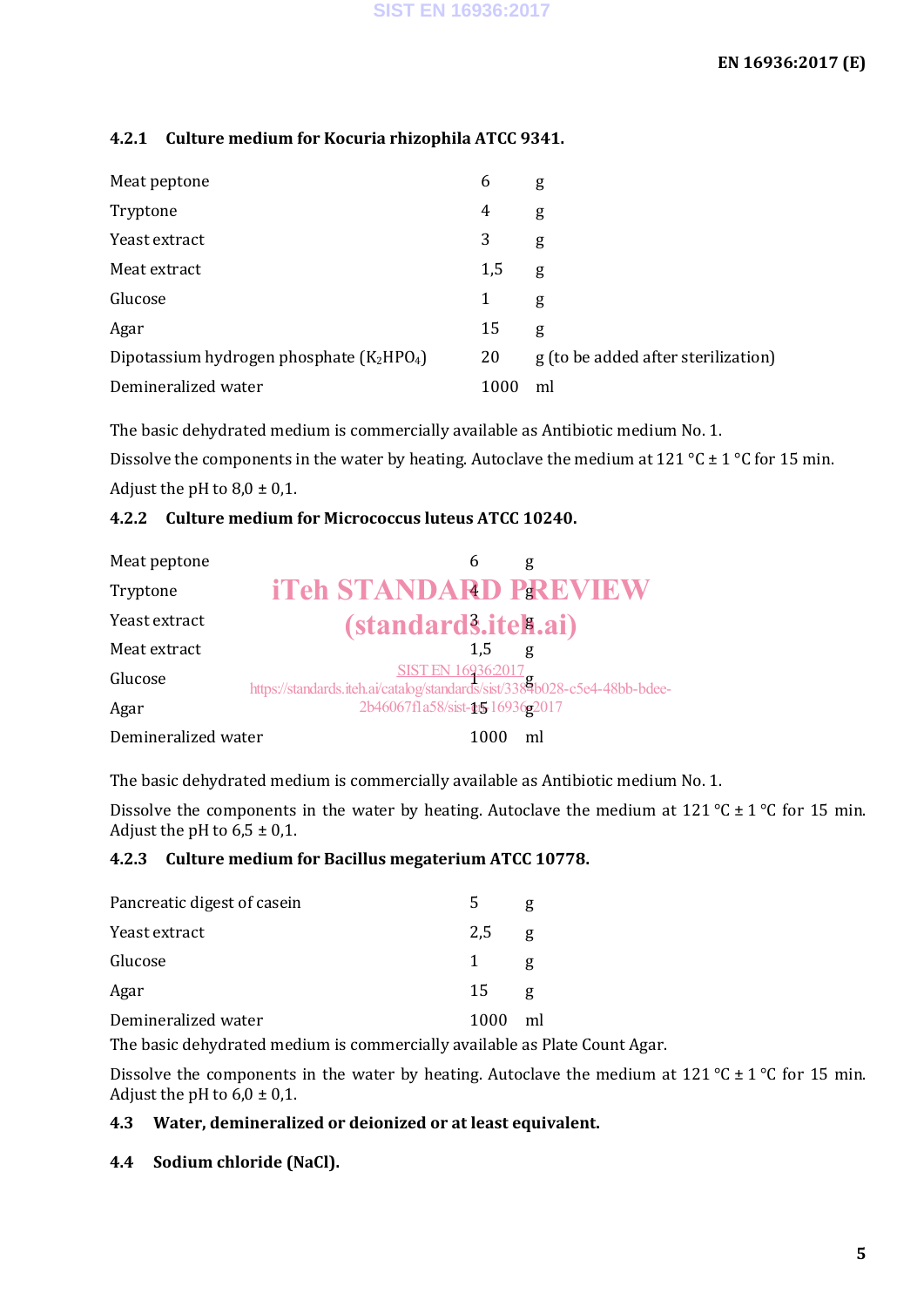#### 4.2.1 Culture medium for Kocuria rhizophila ATCC 9341.

| | | |
|---|---|---|
| Meat peptone | 6 | g |
| Tryptone | 4 | g |
| Yeast extract | 3 | g |
| Meat extract | 1,5 | g |
| Glucose | 1 | g |
| Agar | 15 | g |
| Dipotassium hydrogen phosphate ($K_2HPO_4$) | 20 | g (to be added after sterilization) |
| Demineralized water | 1000 | ml |

The basic dehydrated medium is commercially available as Antibiotic medium No. 1.

Dissolve the components in the water by heating. Autoclave the medium at 121 °C ± 1 °C for 15 min.

Adjust the pH to 8,0 ± 0,1.

#### 4.2.2 Culture medium for Micrococcus luteus ATCC 10240.

| | | |
|---|---|---|
| Meat peptone | 6 | g |
| Tryptone | 4 | g |
| Yeast extract | 3 | g |
| Meat extract | 1,5 | g |
| Glucose | 1 | g |
| Agar | 15 | g |
| Demineralized water | 1000 | ml |

The basic dehydrated medium is commercially available as Antibiotic medium No. 1.

Dissolve the components in the water by heating. Autoclave the medium at 121 °C ± 1 °C for 15 min. Adjust the pH to 6,5 ± 0,1.

#### 4.2.3 Culture medium for Bacillus megaterium ATCC 10778.

| | | |
|---|---|---|
| Pancreatic digest of casein | 5 | g |
| Yeast extract | 2,5 | g |
| Glucose | 1 | g |
| Agar | 15 | g |
| Demineralized water | 1000 | ml |

The basic dehydrated medium is commercially available as Plate Count Agar.

Dissolve the components in the water by heating. Autoclave the medium at 121 °C ± 1 °C for 15 min. Adjust the pH to 6,0 ± 0,1.

### 4.3 Water, demineralized or deionized or at least equivalent.

### 4.4 Sodium chloride (NaCl).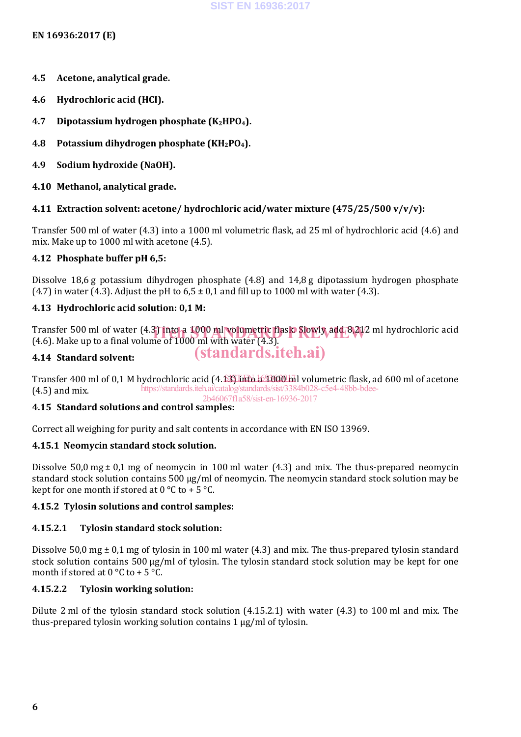**4.5 Acetone, analytical grade.**

**4.6 Hydrochloric acid (HCl).**

**4.7 Dipotassium hydrogen phosphate ($K_2HPO_4$).**

**4.8 Potassium dihydrogen phosphate ($KH_2PO_4$).**

**4.9 Sodium hydroxide (NaOH).**

**4.10 Methanol, analytical grade.**

**4.11 Extraction solvent: acetone/ hydrochloric acid/water mixture (475/25/500 v/v/v):**

Transfer 500 ml of water (4.3) into a 1000 ml volumetric flask, ad 25 ml of hydrochloric acid (4.6) and mix. Make up to 1000 ml with acetone (4.5).

**4.12 Phosphate buffer pH 6,5:**

Dissolve 18,6 g potassium dihydrogen phosphate (4.8) and 14,8 g dipotassium hydrogen phosphate (4.7) in water (4.3). Adjust the pH to 6,5 ± 0,1 and fill up to 1000 ml with water (4.3).

**4.13 Hydrochloric acid solution: 0,1 M:**

Transfer 500 ml of water (4.3) into a 1000 ml volumetric flask. Slowly add 8,212 ml hydrochloric acid (4.6). Make up to a final volume of 1000 ml with water (4.3).

**4.14 Standard solvent:**

Transfer 400 ml of 0,1 M hydrochloric acid (4.13) into a 1000 ml volumetric flask, ad 600 ml of acetone (4.5) and mix.

**4.15 Standard solutions and control samples:**

Correct all weighing for purity and salt contents in accordance with EN ISO 13969.

**4.15.1 Neomycin standard stock solution.**

Dissolve 50,0 mg ± 0,1 mg of neomycin in 100 ml water (4.3) and mix. The thus-prepared neomycin standard stock solution contains 500 µg/ml of neomycin. The neomycin standard stock solution may be kept for one month if stored at 0 °C to + 5 °C.

**4.15.2 Tylosin solutions and control samples:**

**4.15.2.1 Tylosin standard stock solution:**

Dissolve 50,0 mg ± 0,1 mg of tylosin in 100 ml water (4.3) and mix. The thus-prepared tylosin standard stock solution contains 500 µg/ml of tylosin. The tylosin standard stock solution may be kept for one month if stored at 0 °C to + 5 °C.

**4.15.2.2 Tylosin working solution:**

Dilute 2 ml of the tylosin standard stock solution (4.15.2.1) with water (4.3) to 100 ml and mix. The thus-prepared tylosin working solution contains 1 µg/ml of tylosin.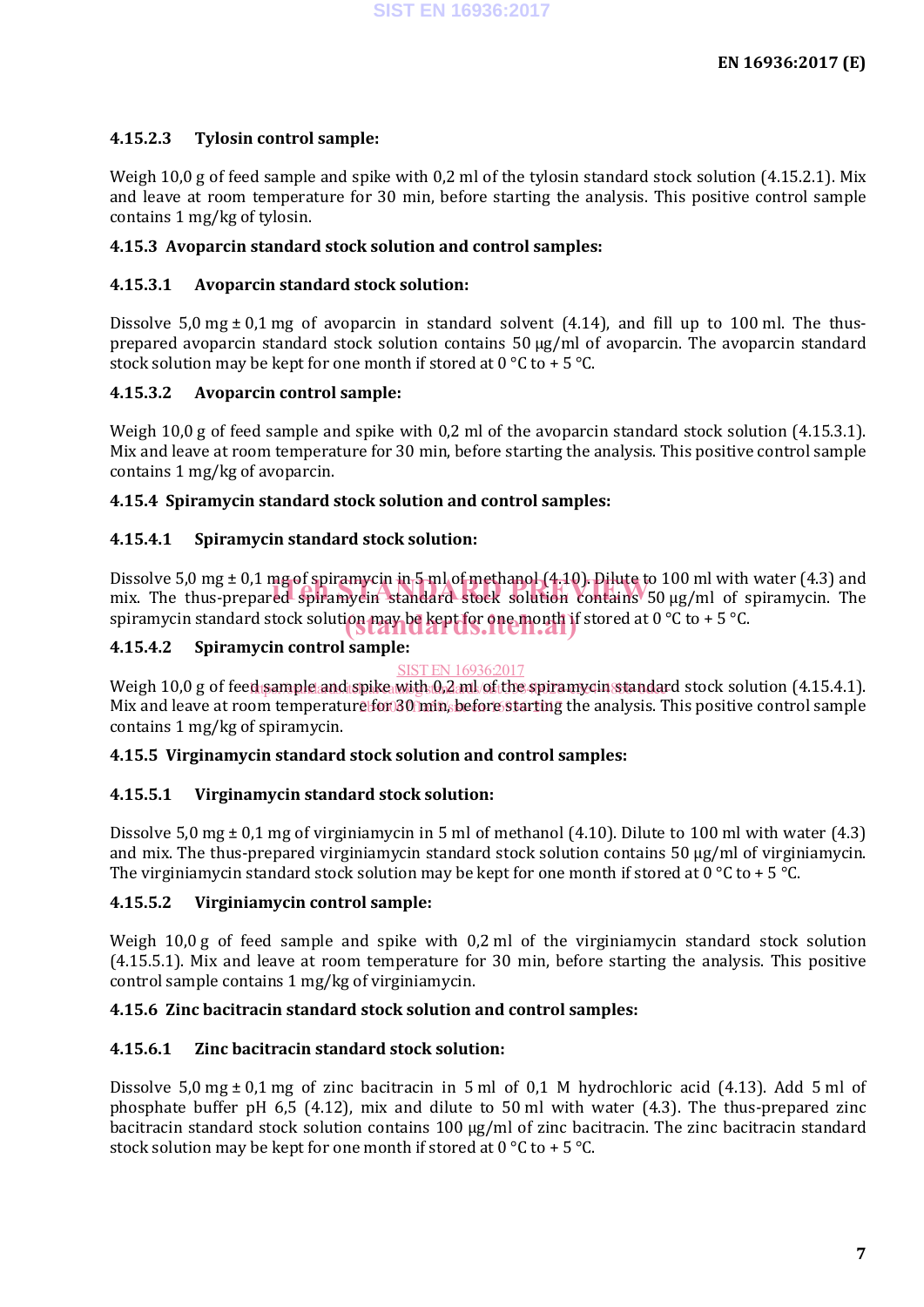#### 4.15.2.3 Tylosin control sample:

Weigh 10,0 g of feed sample and spike with 0,2 ml of the tylosin standard stock solution (4.15.2.1). Mix and leave at room temperature for 30 min, before starting the analysis. This positive control sample contains 1 mg/kg of tylosin.

### 4.15.3 Avoparcin standard stock solution and control samples:

#### 4.15.3.1 Avoparcin standard stock solution:

Dissolve 5,0 mg ± 0,1 mg of avoparcin in standard solvent (4.14), and fill up to 100 ml. The thus-prepared avoparcin standard stock solution contains 50 µg/ml of avoparcin. The avoparcin standard stock solution may be kept for one month if stored at 0 °C to + 5 °C.

#### 4.15.3.2 Avoparcin control sample:

Weigh 10,0 g of feed sample and spike with 0,2 ml of the avoparcin standard stock solution (4.15.3.1). Mix and leave at room temperature for 30 min, before starting the analysis. This positive control sample contains 1 mg/kg of avoparcin.

### 4.15.4 Spiramycin standard stock solution and control samples:

#### 4.15.4.1 Spiramycin standard stock solution:

Dissolve 5,0 mg ± 0,1 mg of spiramycin in 5 ml of methanol (4.10). Dilute to 100 ml with water (4.3) and mix. The thus-prepared spiramycin standard stock solution contains 50 µg/ml of spiramycin. The spiramycin standard stock solution may be kept for one month if stored at 0 °C to + 5 °C.

#### 4.15.4.2 Spiramycin control sample:

Weigh 10,0 g of feed sample and spike with 0,2 ml of the spiramycin standard stock solution (4.15.4.1). Mix and leave at room temperature for 30 min, before starting the analysis. This positive control sample contains 1 mg/kg of spiramycin.

### 4.15.5 Virginamycin standard stock solution and control samples:

#### 4.15.5.1 Virginamycin standard stock solution:

Dissolve 5,0 mg ± 0,1 mg of virginiamycin in 5 ml of methanol (4.10). Dilute to 100 ml with water (4.3) and mix. The thus-prepared virginiamycin standard stock solution contains 50 µg/ml of virginiamycin. The virginiamycin standard stock solution may be kept for one month if stored at 0 °C to + 5 °C.

#### 4.15.5.2 Virginiamycin control sample:

Weigh 10,0 g of feed sample and spike with 0,2 ml of the virginiamycin standard stock solution (4.15.5.1). Mix and leave at room temperature for 30 min, before starting the analysis. This positive control sample contains 1 mg/kg of virginiamycin.

### 4.15.6 Zinc bacitracin standard stock solution and control samples:

#### 4.15.6.1 Zinc bacitracin standard stock solution:

Dissolve 5,0 mg ± 0,1 mg of zinc bacitracin in 5 ml of 0,1 M hydrochloric acid (4.13). Add 5 ml of phosphate buffer pH 6,5 (4.12), mix and dilute to 50 ml with water (4.3). The thus-prepared zinc bacitracin standard stock solution contains 100 µg/ml of zinc bacitracin. The zinc bacitracin standard stock solution may be kept for one month if stored at 0 °C to + 5 °C.